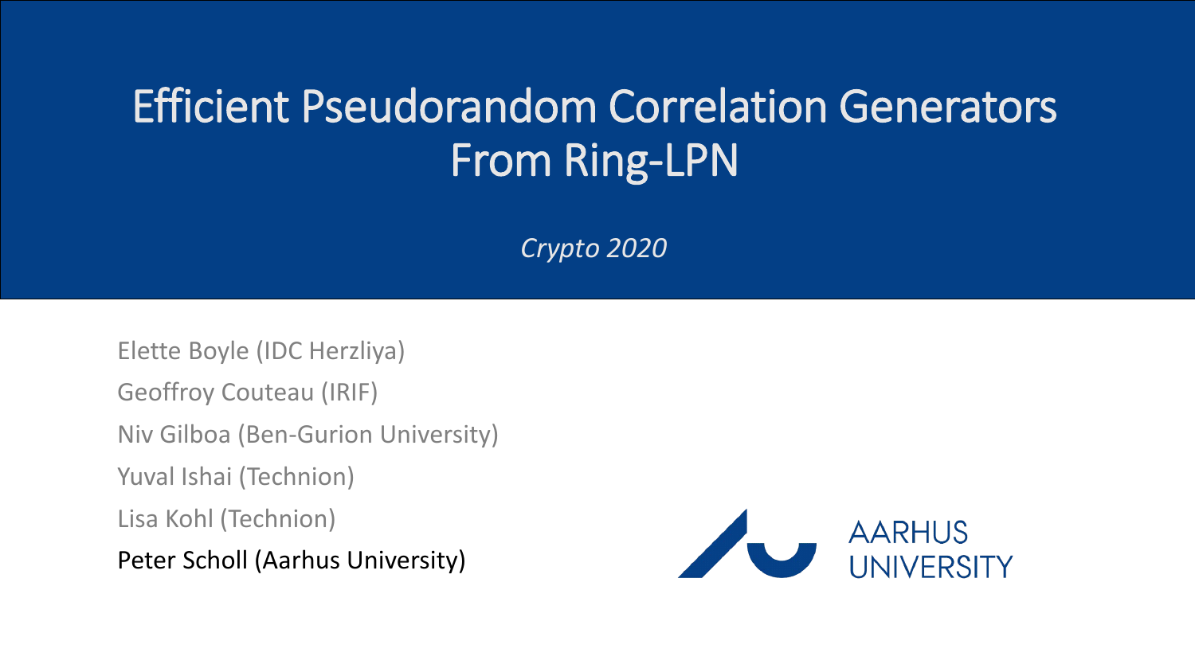# Efficient Pseudorandom Correlation Generators From Ring-LPN

*Crypto 2020*

Elette Boyle (IDC Herzliya)

Geoffroy Couteau (IRIF)

Niv Gilboa (Ben-Gurion University)

Yuval Ishai (Technion)

Lisa Kohl (Technion)

Peter Scholl (Aarhus University)

AARHUS UNIVERSITY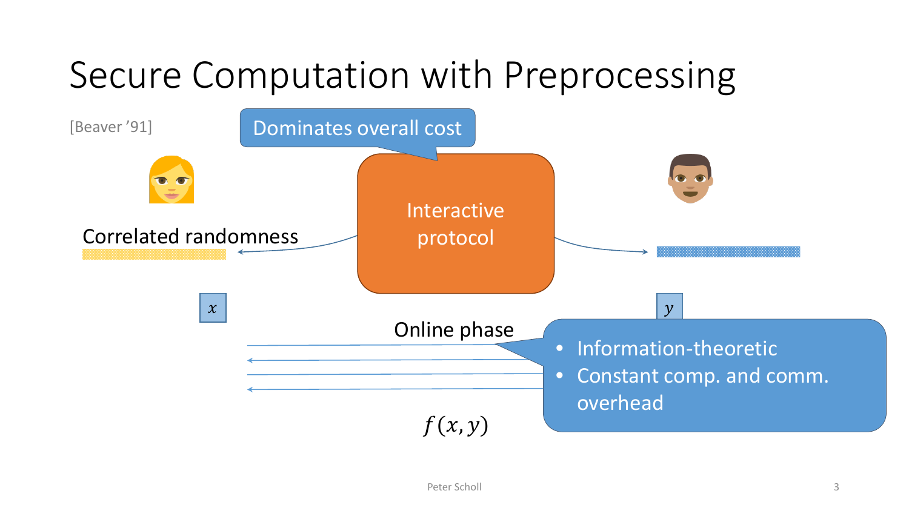# Secure Computation with Preprocessing

[Beaver '91]

Dominates overall cost

Interactive protocol

Correlated randomness

$x$

$y$

Online phase

- Information-theoretic
- Constant comp. and comm. overhead

$f(x, y)$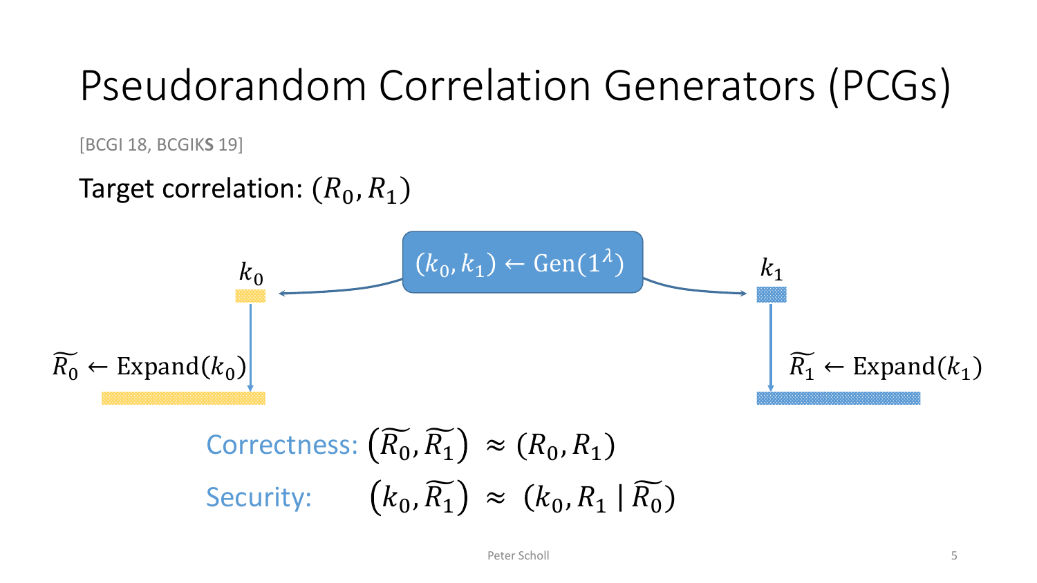# Pseudorandom Correlation Generators (PCGs)

[BCGI 18, BCGIK**S** 19]

Target correlation: $(R_0, R_1)$

$(k_0, k_1) \leftarrow \mathrm{Gen}(1^\lambda)$

$k_0$

$k_1$

$\widetilde{R_0} \leftarrow \mathrm{Expand}(k_0)$

$\widetilde{R_1} \leftarrow \mathrm{Expand}(k_1)$

Correctness: $\left(\widetilde{R_0}, \widetilde{R_1}\right) \approx (R_0, R_1)$

Security: $\left(k_0, \widetilde{R_1}\right) \approx \left(k_0, R_1 \mid \widetilde{R_0}\right)$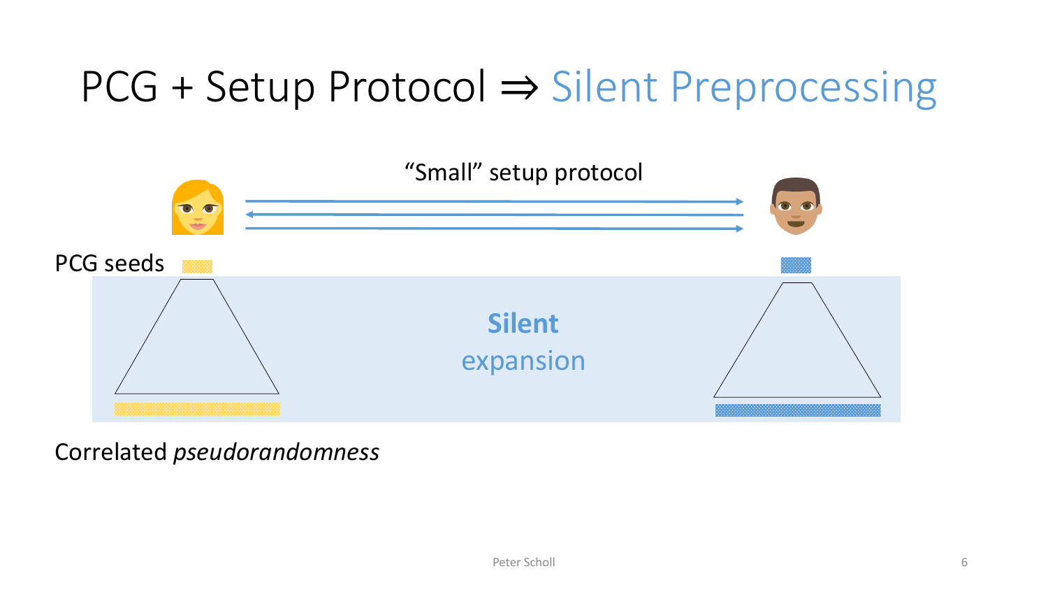# PCG + Setup Protocol ⇒ Silent Preprocessing

"Small" setup protocol

PCG seeds

**Silent**

expansion

Correlated *pseudorandomness*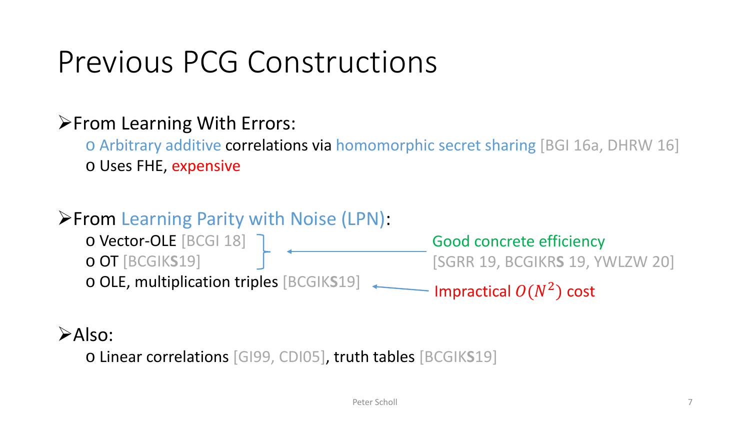# Previous PCG Constructions

- From Learning With Errors:
  - Arbitrary additive correlations via homomorphic secret sharing [BGI 16a, DHRW 16]
  - Uses FHE, expensive

- From Learning Parity with Noise (LPN):
  - Vector-OLE [BCGI 18]
  - OT [BCGIKS19]
  - OLE, multiplication triples [BCGIKS19]

  Vector-OLE and OT: Good concrete efficiency [SGRR 19, BCGIKRS 19, YWLZW 20]

  OLE, multiplication triples: Impractical $O(N^2)$ cost

- Also:
  - Linear correlations [GI99, CDI05], truth tables [BCGIKS19]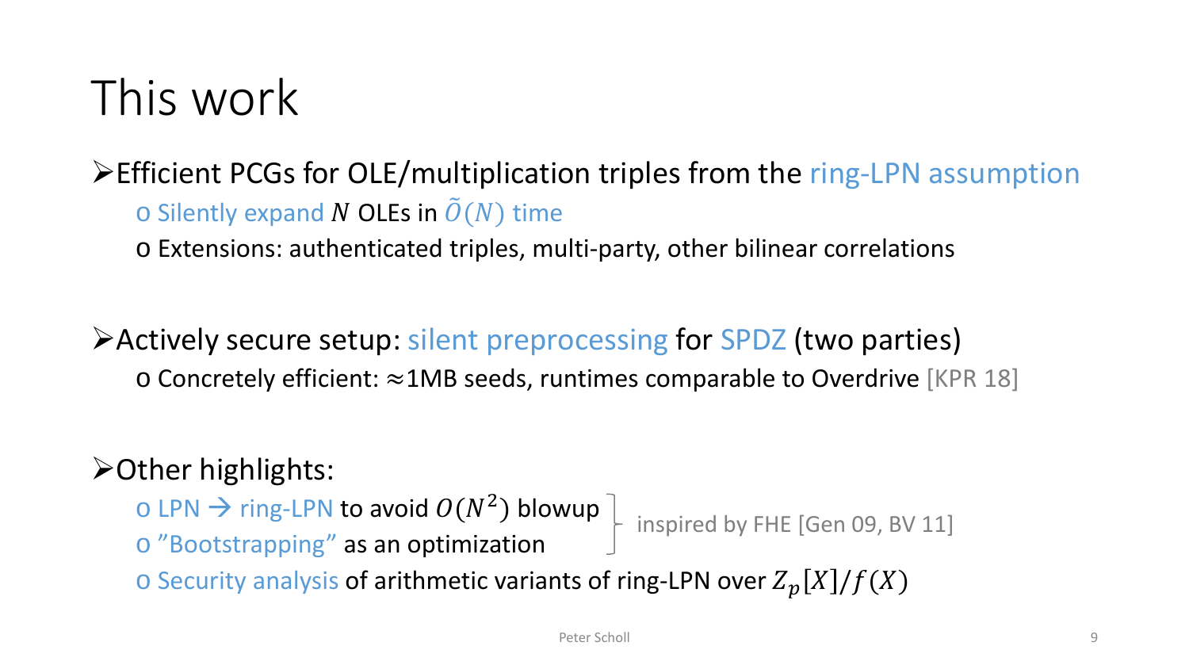# This work

- Efficient PCGs for OLE/multiplication triples from the ring-LPN assumption
  - Silently expand $N$ OLEs in $\tilde{O}(N)$ time
  - Extensions: authenticated triples, multi-party, other bilinear correlations

- Actively secure setup: silent preprocessing for SPDZ (two parties)
  - Concretely efficient: ≈1MB seeds, runtimes comparable to Overdrive [KPR 18]

- Other highlights:
  - LPN → ring-LPN to avoid $O(N^2)$ blowup
  - "Bootstrapping" as an optimization

    } inspired by FHE [Gen 09, BV 11]
  - Security analysis of arithmetic variants of ring-LPN over $Z_p[X]/f(X)$

Peter Scholl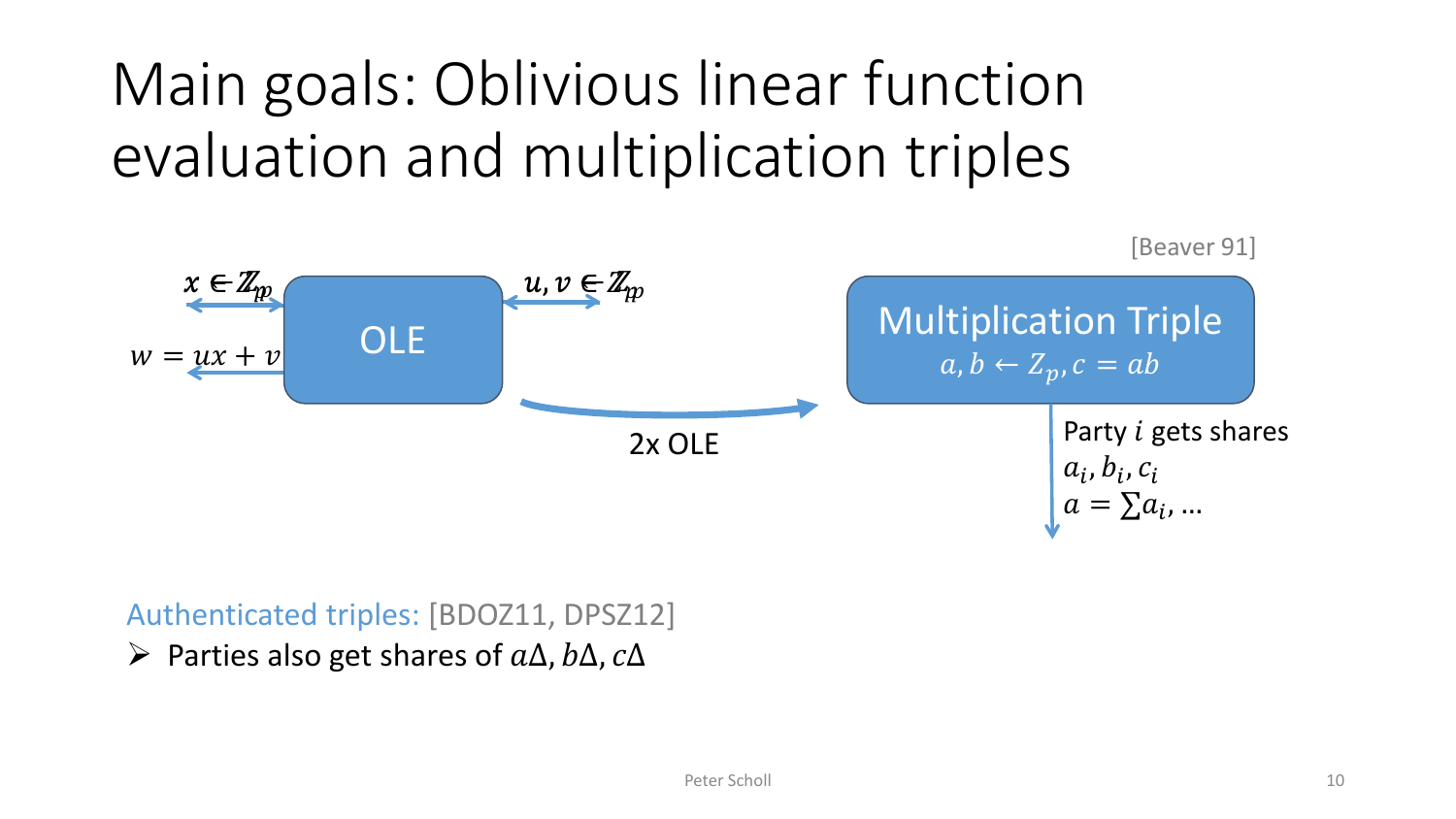# Main goals: Oblivious linear function evaluation and multiplication triples

$x \in \mathbb{Z}_p$

$w = ux + v$

OLE

$u, v \in \mathbb{Z}_p$

2x OLE

[Beaver 91]

**Multiplication Triple**

$a, b \leftarrow Z_p, c = ab$

Party $i$ gets shares
$a_i, b_i, c_i$
$a = \sum a_i, \ldots$

Authenticated triples: [BDOZ11, DPSZ12]

- Parties also get shares of $a\Delta, b\Delta, c\Delta$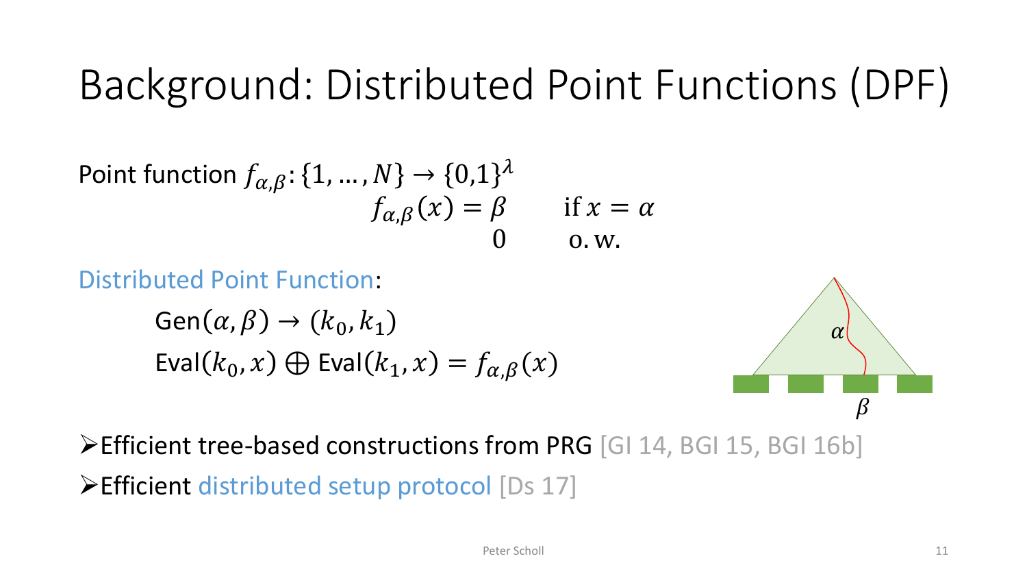# Background: Distributed Point Functions (DPF)

Point function $f_{\alpha,\beta} : \{1, \ldots, N\} \to \{0,1\}^\lambda$

$$f_{\alpha,\beta}(x) = \begin{cases} \beta & \text{if } x = \alpha \\ 0 & \text{o.w.} \end{cases}$$

Distributed Point Function:

$\text{Gen}(\alpha, \beta) \to (k_0, k_1)$

$\text{Eval}(k_0, x) \oplus \text{Eval}(k_1, x) = f_{\alpha,\beta}(x)$

- Efficient tree-based constructions from PRG [GI 14, BGI 15, BGI 16b]
- Efficient distributed setup protocol [Ds 17]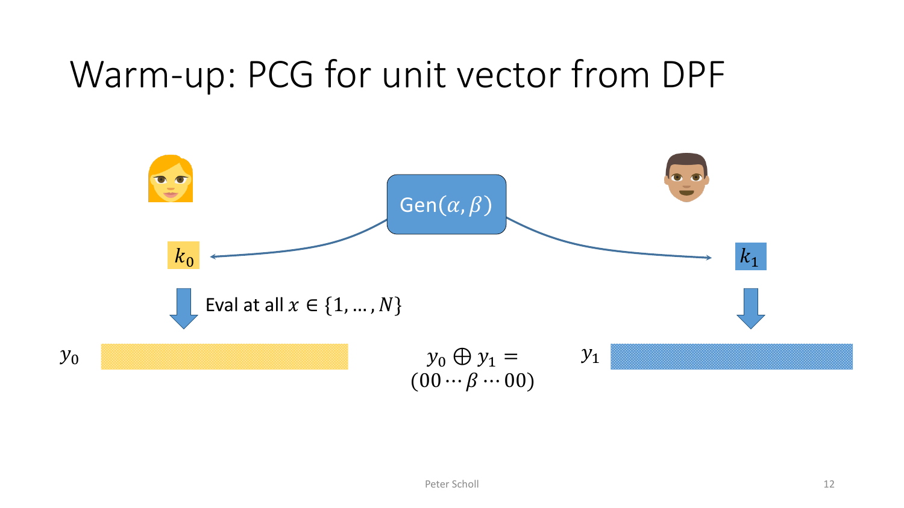# Warm-up: PCG for unit vector from DPF

$\text{Gen}(\alpha, \beta)$

$k_0$

$k_1$

Eval at all $x \in \{1, \ldots, N\}$

$y_0$

$y_1$

$y_0 \oplus y_1 = (00 \cdots \beta \cdots 00)$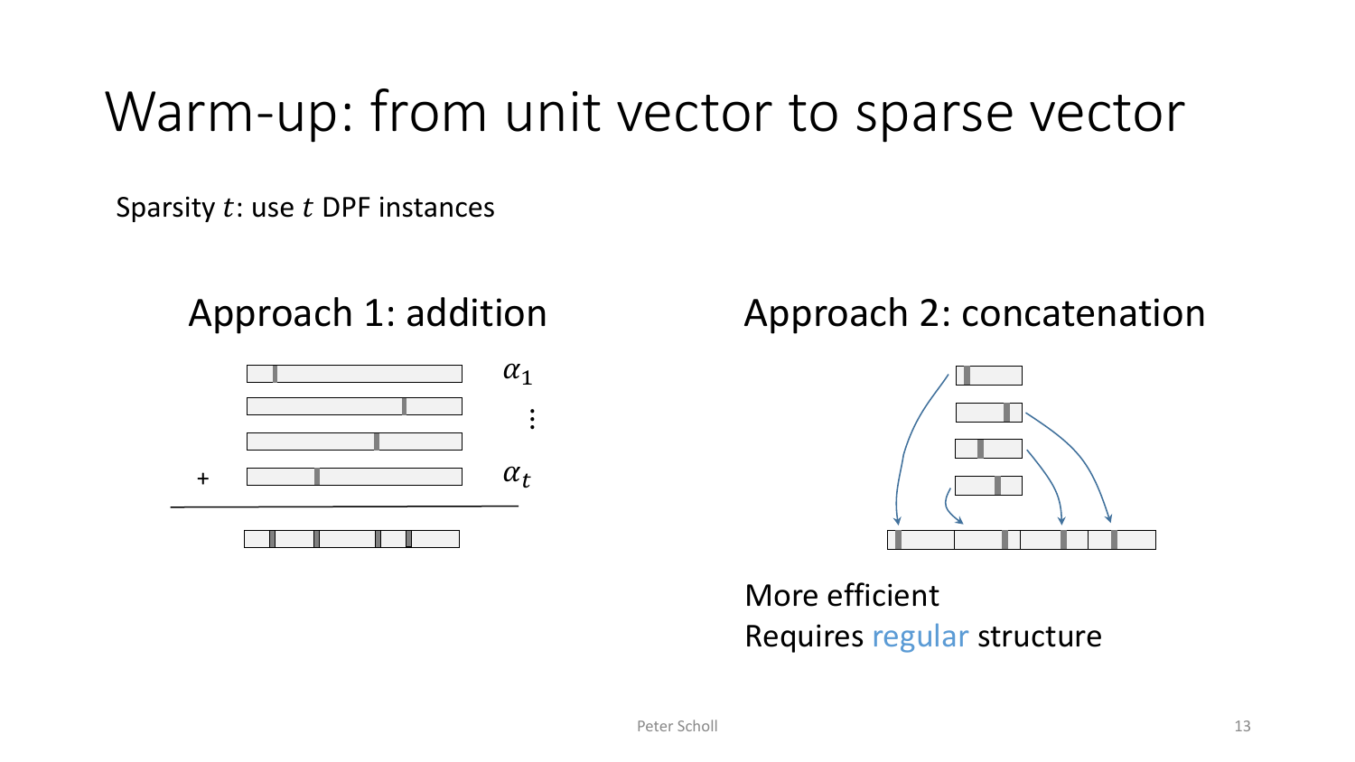# Warm-up: from unit vector to sparse vector

Sparsity $t$: use $t$ DPF instances

## Approach 1: addition

$\alpha_1$

$\vdots$

$+ \quad \alpha_t$

## Approach 2: concatenation

More efficient

Requires regular structure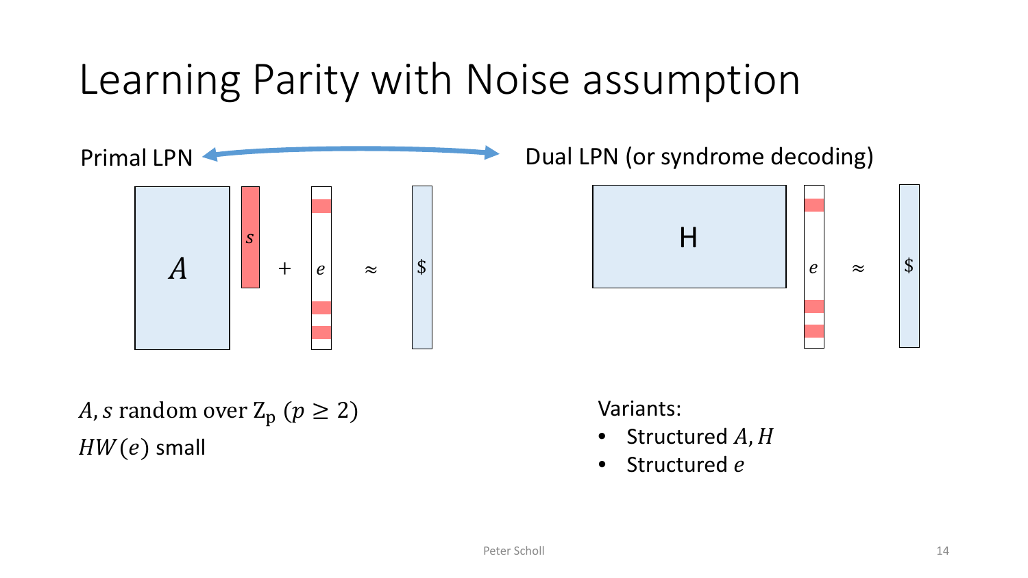# Learning Parity with Noise assumption

Primal LPN ⟷ Dual LPN (or syndrome decoding)

$$A \cdot s + e \approx \$$$

$$H \cdot e \approx \$$$

$A, s$ random over $\mathbb{Z}_p$ $(p \geq 2)$

$HW(e)$ small

Variants:

- Structured $A, H$
- Structured $e$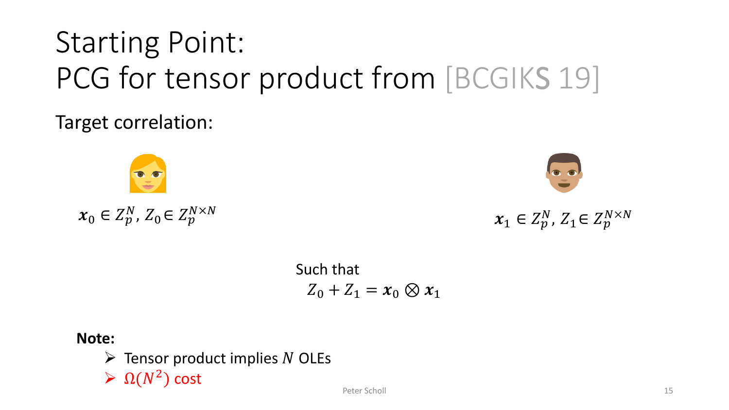# Starting Point: PCG for tensor product from [BCGIKS 19]

Target correlation:

$\boldsymbol{x}_0 \in Z_p^N$, $Z_0 \in Z_p^{N \times N}$

$\boldsymbol{x}_1 \in Z_p^N$, $Z_1 \in Z_p^{N \times N}$

Such that

$$Z_0 + Z_1 = \boldsymbol{x}_0 \otimes \boldsymbol{x}_1$$

**Note:**

- Tensor product implies $N$ OLEs
- $\Omega(N^2)$ cost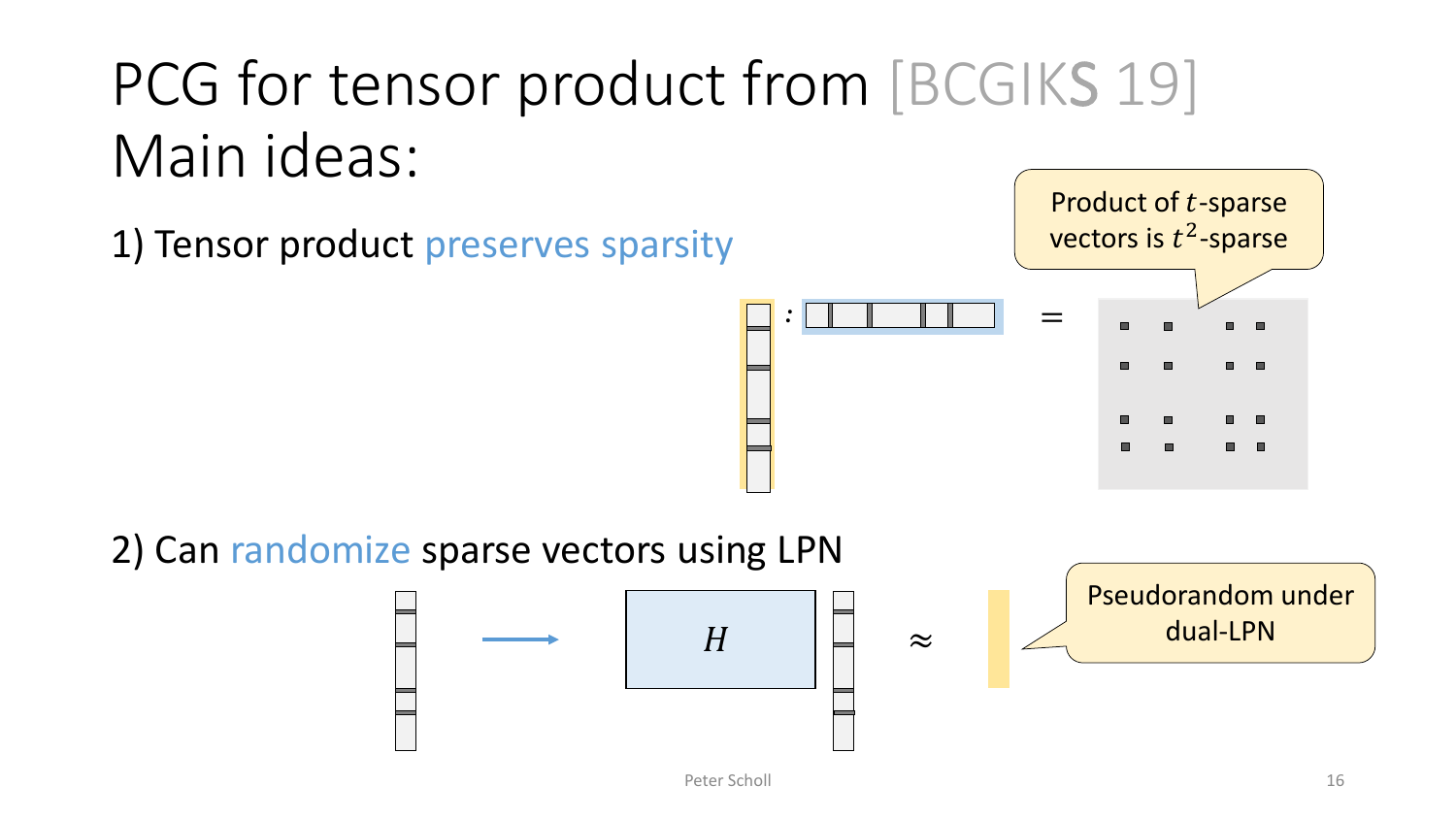# PCG for tensor product from [BCGIKS 19]
# Main ideas:

1) Tensor product preserves sparsity

Product of $t$-sparse vectors is $t^2$-sparse

2) Can randomize sparse vectors using LPN

$H$

$\approx$

Pseudorandom under dual-LPN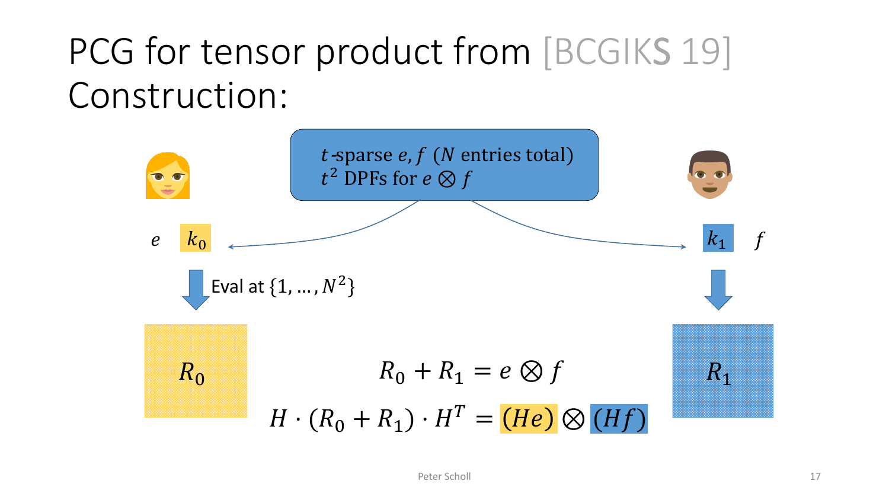# PCG for tensor product from [BCGIKS 19]

Construction:

$t$-sparse $e, f$ ($N$ entries total)
$t^2$ DPFs for $e \otimes f$

$e$ $k_0$

$k_1$ $f$

Eval at $\{1, \ldots, N^2\}$

$R_0$

$R_1$

$$R_0 + R_1 = e \otimes f$$

$$H \cdot (R_0 + R_1) \cdot H^T = (He) \otimes (Hf)$$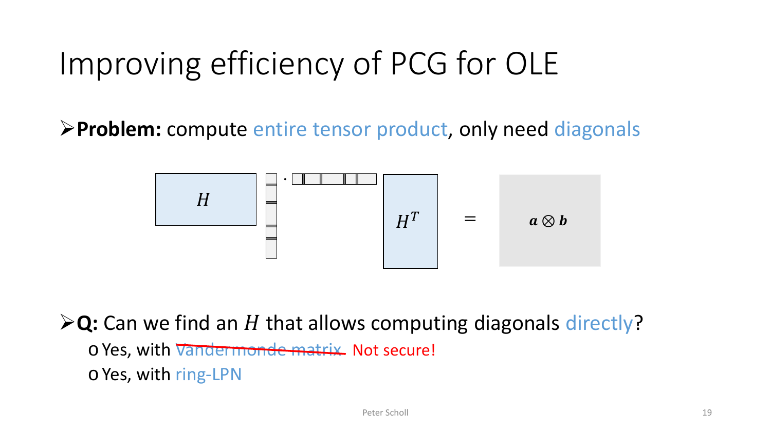# Improving efficiency of PCG for OLE

- **Problem:** compute entire tensor product, only need diagonals

$$H \cdot \cdot H^T = \boldsymbol{a} \otimes \boldsymbol{b}$$

- **Q:** Can we find an $H$ that allows computing diagonals directly?
  - Yes, with ~~Vandermonde matrix~~ Not secure!
  - Yes, with ring-LPN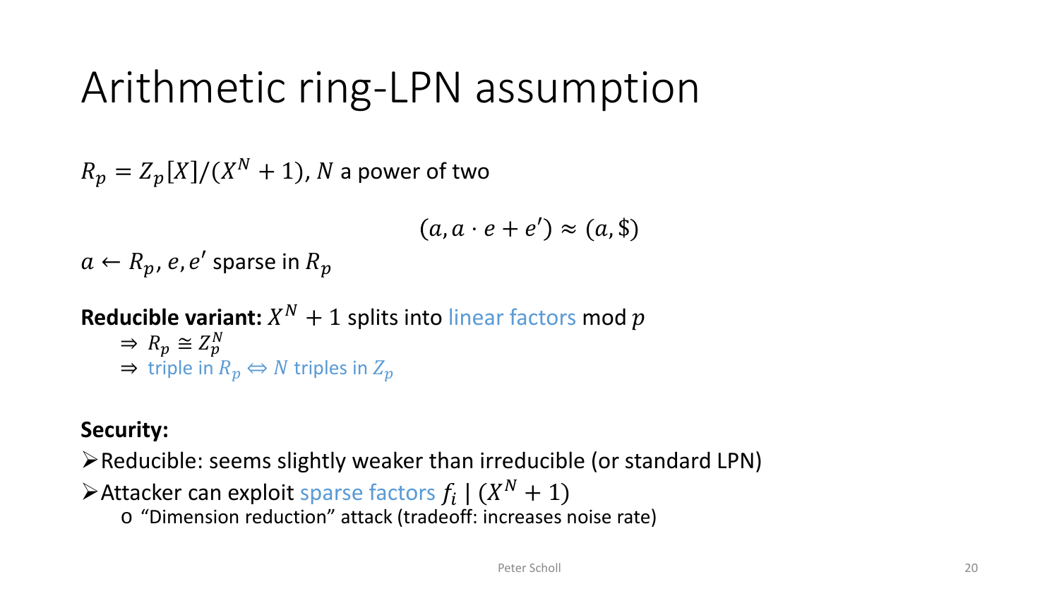# Arithmetic ring-LPN assumption

$R_p = Z_p[X]/(X^N + 1)$, $N$ a power of two

$$(a, a \cdot e + e') \approx (a, \$)$$

$a \leftarrow R_p$, $e, e'$ sparse in $R_p$

**Reducible variant:** $X^N + 1$ splits into linear factors mod $p$

- $\Rightarrow$ $R_p \cong Z_p^N$
- $\Rightarrow$ triple in $R_p \Leftrightarrow N$ triples in $Z_p$

**Security:**

- Reducible: seems slightly weaker than irreducible (or standard LPN)
- Attacker can exploit sparse factors $f_i \mid (X^N + 1)$
  - "Dimension reduction" attack (tradeoff: increases noise rate)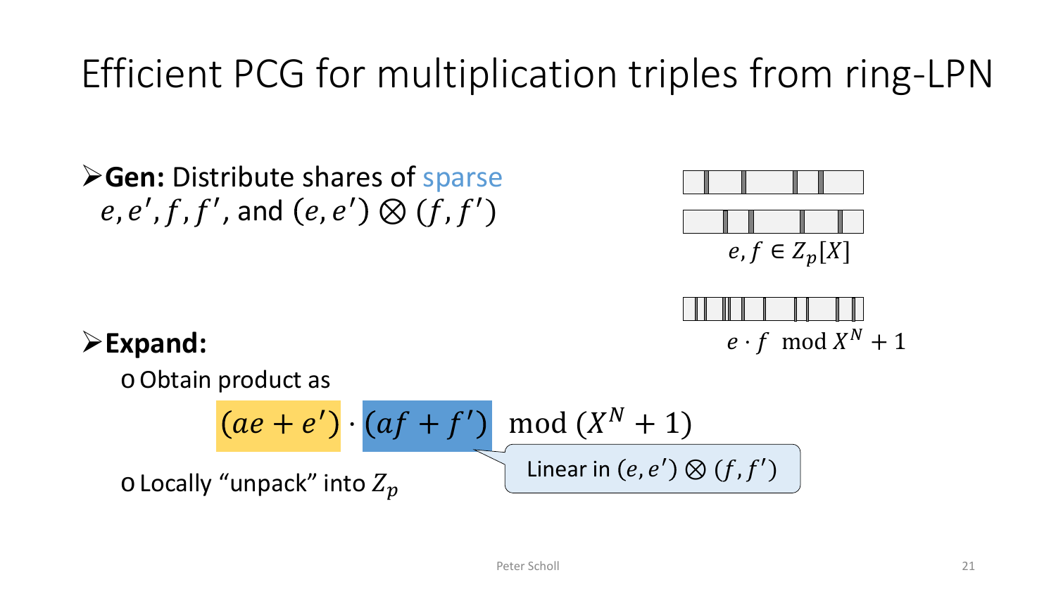# Efficient PCG for multiplication triples from ring-LPN

- **Gen:** Distribute shares of sparse $e, e', f, f'$, and $(e, e') \otimes (f, f')$

$e, f \in Z_p[X]$

$e \cdot f \mod X^N + 1$

- **Expand:**
  - Obtain product as

$$(ae + e') \cdot (af + f') \mod (X^N + 1)$$

Linear in $(e, e') \otimes (f, f')$

  - Locally "unpack" into $Z_p$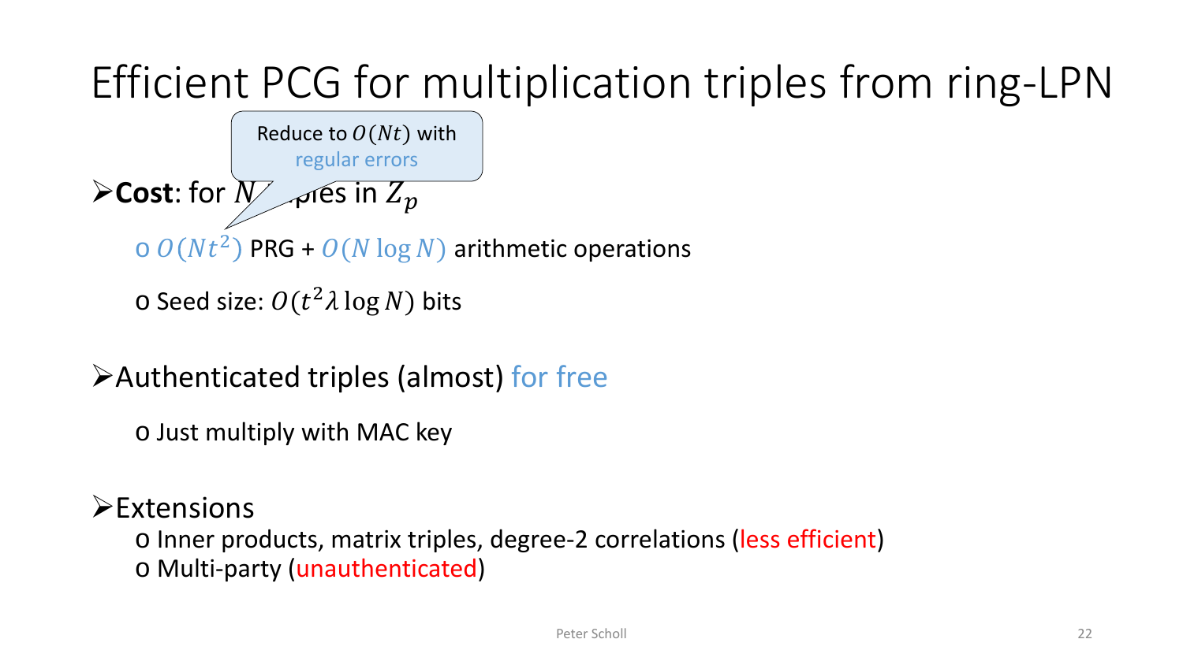# Efficient PCG for multiplication triples from ring-LPN

- **Cost**: for $N$ triples in $Z_p$

  Reduce to $O(Nt)$ with regular errors

  - $O(Nt^2)$ PRG + $O(N \log N)$ arithmetic operations
  - Seed size: $O(t^2 \lambda \log N)$ bits

- Authenticated triples (almost) for free
  - Just multiply with MAC key

- Extensions
  - Inner products, matrix triples, degree-2 correlations (less efficient)
  - Multi-party (unauthenticated)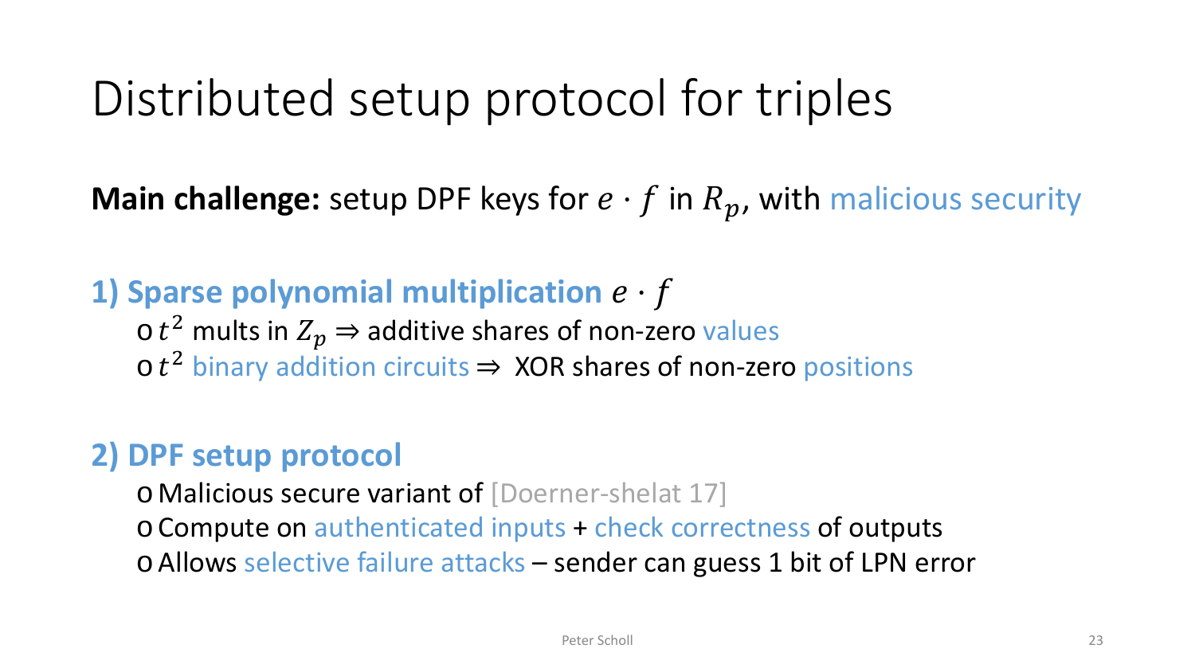# Distributed setup protocol for triples

**Main challenge:** setup DPF keys for $e \cdot f$ in $R_p$, with malicious security

### 1) Sparse polynomial multiplication $e \cdot f$

- $t^2$ mults in $Z_p \Rightarrow$ additive shares of non-zero values
- $t^2$ binary addition circuits $\Rightarrow$ XOR shares of non-zero positions

### 2) DPF setup protocol

- Malicious secure variant of [Doerner-shelat 17]
- Compute on authenticated inputs + check correctness of outputs
- Allows selective failure attacks – sender can guess 1 bit of LPN error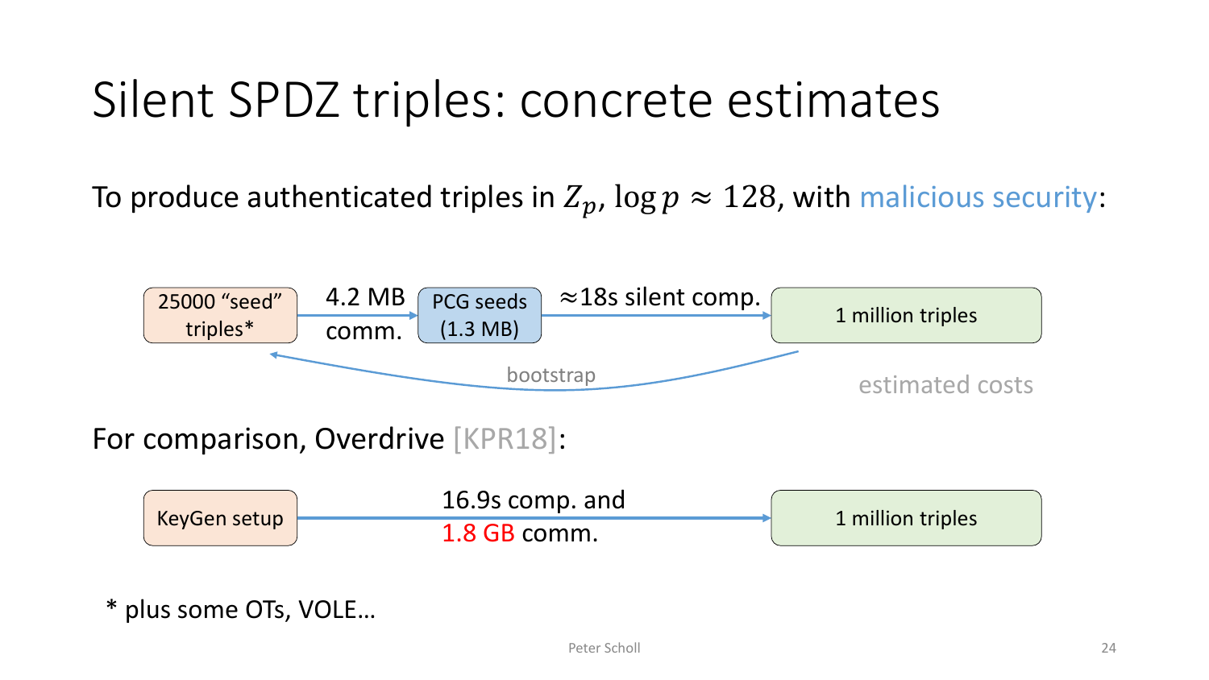# Silent SPDZ triples: concrete estimates

To produce authenticated triples in $Z_p$, $\log p \approx 128$, with malicious security:

25000 "seed" triples* → 4.2 MB comm. → PCG seeds (1.3 MB) → $\approx$18s silent comp. → 1 million triples

1 million triples → bootstrap → 25000 "seed" triples*

estimated costs

For comparison, Overdrive [KPR18]:

KeyGen setup → 16.9s comp. and 1.8 GB comm. → 1 million triples

* plus some OTs, VOLE…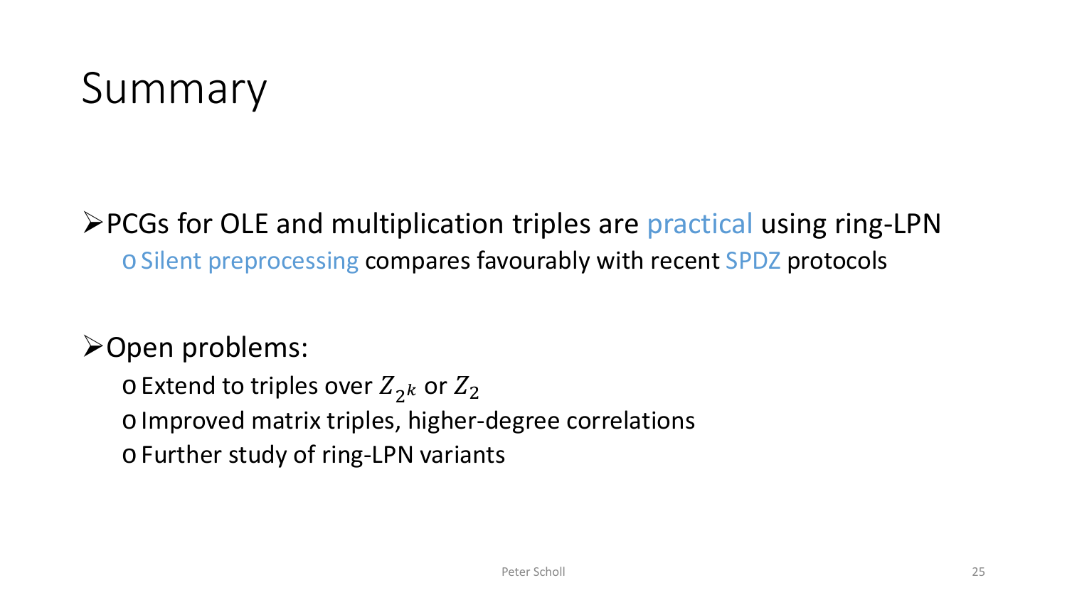# Summary

- PCGs for OLE and multiplication triples are practical using ring-LPN
  - Silent preprocessing compares favourably with recent SPDZ protocols

- Open problems:
  - Extend to triples over $Z_{2^k}$ or $Z_2$
  - Improved matrix triples, higher-degree correlations
  - Further study of ring-LPN variants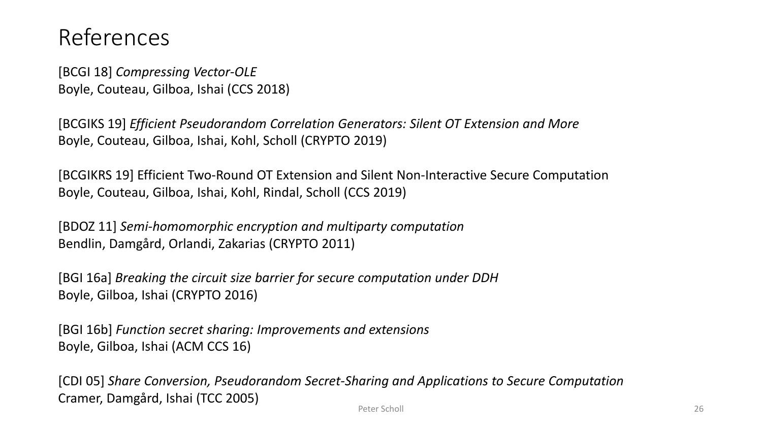# References

[BCGI 18] *Compressing Vector-OLE*
Boyle, Couteau, Gilboa, Ishai (CCS 2018)

[BCGIKS 19] *Efficient Pseudorandom Correlation Generators: Silent OT Extension and More*
Boyle, Couteau, Gilboa, Ishai, Kohl, Scholl (CRYPTO 2019)

[BCGIKRS 19] Efficient Two-Round OT Extension and Silent Non-Interactive Secure Computation
Boyle, Couteau, Gilboa, Ishai, Kohl, Rindal, Scholl (CCS 2019)

[BDOZ 11] *Semi-homomorphic encryption and multiparty computation*
Bendlin, Damgård, Orlandi, Zakarias (CRYPTO 2011)

[BGI 16a] *Breaking the circuit size barrier for secure computation under DDH*
Boyle, Gilboa, Ishai (CRYPTO 2016)

[BGI 16b] *Function secret sharing: Improvements and extensions*
Boyle, Gilboa, Ishai (ACM CCS 16)

[CDI 05] *Share Conversion, Pseudorandom Secret-Sharing and Applications to Secure Computation*
Cramer, Damgård, Ishai (TCC 2005)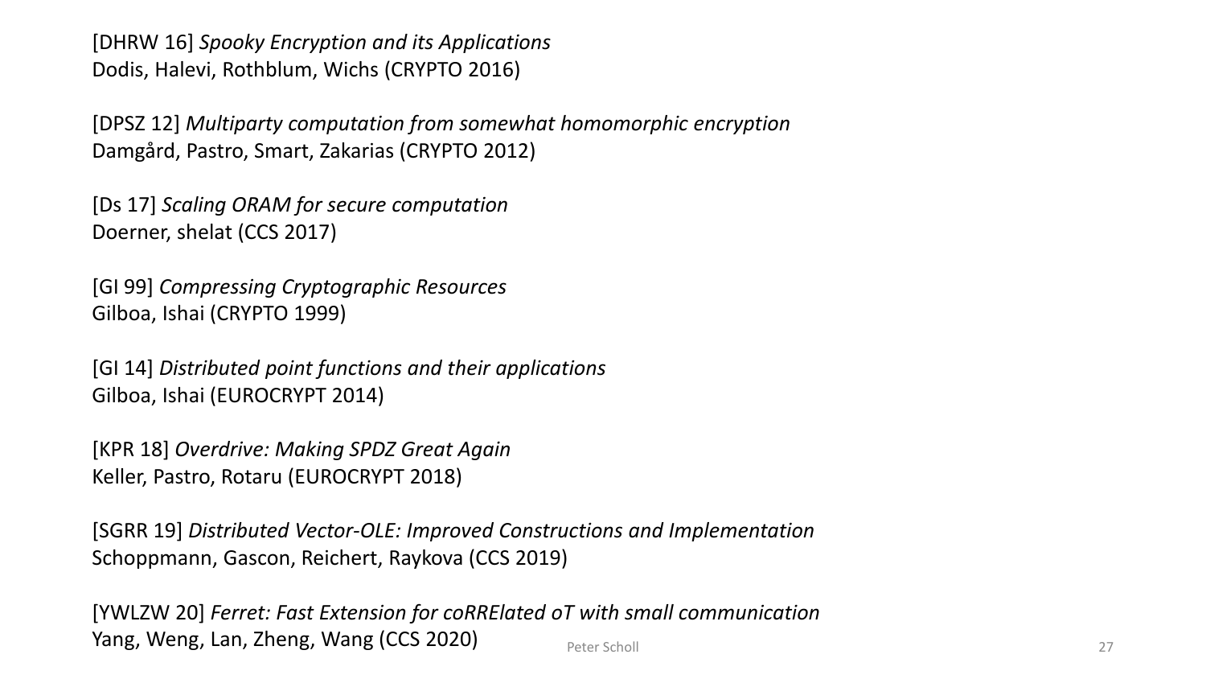[DHRW 16] *Spooky Encryption and its Applications*
Dodis, Halevi, Rothblum, Wichs (CRYPTO 2016)

[DPSZ 12] *Multiparty computation from somewhat homomorphic encryption*
Damgård, Pastro, Smart, Zakarias (CRYPTO 2012)

[Ds 17] *Scaling ORAM for secure computation*
Doerner, shelat (CCS 2017)

[GI 99] *Compressing Cryptographic Resources*
Gilboa, Ishai (CRYPTO 1999)

[GI 14] *Distributed point functions and their applications*
Gilboa, Ishai (EUROCRYPT 2014)

[KPR 18] *Overdrive: Making SPDZ Great Again*
Keller, Pastro, Rotaru (EUROCRYPT 2018)

[SGRR 19] *Distributed Vector-OLE: Improved Constructions and Implementation*
Schoppmann, Gascon, Reichert, Raykova (CCS 2019)

[YWLZW 20] *Ferret: Fast Extension for coRRElated oT with small communication*
Yang, Weng, Lan, Zheng, Wang (CCS 2020)